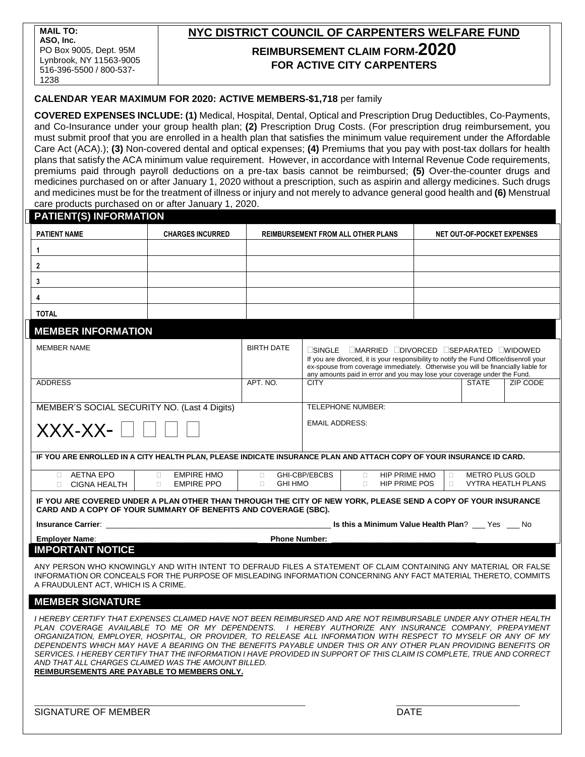**MAIL TO:**
**ASO, Inc.**
PO Box 9005, Dept. 95M
Lynbrook, NY 11563-9005
516-396-5500 / 800-537-1238

# NYC DISTRICT COUNCIL OF CARPENTERS WELFARE FUND

## REIMBURSEMENT CLAIM FORM-2020
## FOR ACTIVE CITY CARPENTERS

**CALENDAR YEAR MAXIMUM FOR 2020: ACTIVE MEMBERS-$1,718** per family

**COVERED EXPENSES INCLUDE: (1)** Medical, Hospital, Dental, Optical and Prescription Drug Deductibles, Co-Payments, and Co-Insurance under your group health plan; **(2)** Prescription Drug Costs. (For prescription drug reimbursement, you must submit proof that you are enrolled in a health plan that satisfies the minimum value requirement under the Affordable Care Act (ACA).); **(3)** Non-covered dental and optical expenses; **(4)** Premiums that you pay with post-tax dollars for health plans that satisfy the ACA minimum value requirement. However, in accordance with Internal Revenue Code requirements, premiums paid through payroll deductions on a pre-tax basis cannot be reimbursed; **(5)** Over-the-counter drugs and medicines purchased on or after January 1, 2020 without a prescription, such as aspirin and allergy medicines. Such drugs and medicines must be for the treatment of illness or injury and not merely to advance general good health and **(6)** Menstrual care products purchased on or after January 1, 2020.

## PATIENT(S) INFORMATION

| PATIENT NAME | CHARGES INCURRED | REIMBURSEMENT FROM ALL OTHER PLANS | NET OUT-OF-POCKET EXPENSES |
|---|---|---|---|
| 1 | | | |
| 2 | | | |
| 3 | | | |
| 4 | | | |
| TOTAL | | | |

## MEMBER INFORMATION

| MEMBER NAME | BIRTH DATE | ☐SINGLE ☐MARRIED ☐DIVORCED ☐SEPARATED ☐WIDOWED<br>If you are divorced, it is your responsibility to notify the Fund Office/disenroll your ex-spouse from coverage immediately. Otherwise you will be financially liable for any amounts paid in error and you may lose your coverage under the Fund. | | |
|---|---|---|---|---|
| ADDRESS | APT. NO. | CITY | STATE | ZIP CODE |
| MEMBER'S SOCIAL SECURITY NO. (Last 4 Digits)<br>XXX-XX- ☐☐☐☐ | | TELEPHONE NUMBER:<br>EMAIL ADDRESS: | | |

**IF YOU ARE ENROLLED IN A CITY HEALTH PLAN, PLEASE INDICATE INSURANCE PLAN AND ATTACH COPY OF YOUR INSURANCE ID CARD.**

| | | | | |
|---|---|---|---|---|
| ☐ AETNA EPO | ☐ EMPIRE HMO | ☐ GHI-CBP/EBCBS | ☐ HIP PRIME HMO | ☐ METRO PLUS GOLD |
| ☐ CIGNA HEALTH | ☐ EMPIRE PPO | ☐ GHI HMO | ☐ HIP PRIME POS | ☐ VYTRA HEATLH PLANS |

**IF YOU ARE COVERED UNDER A PLAN OTHER THAN THROUGH THE CITY OF NEW YORK, PLEASE SEND A COPY OF YOUR INSURANCE CARD AND A COPY OF YOUR SUMMARY OF BENEFITS AND COVERAGE (SBC).**

**Insurance Carrier**: ______________________ **Is this a Minimum Value Health Plan**? ___ Yes ___ No

**Employer Name**: ______________________ **Phone Number:** ______________________

## IMPORTANT NOTICE

ANY PERSON WHO KNOWINGLY AND WITH INTENT TO DEFRAUD FILES A STATEMENT OF CLAIM CONTAINING ANY MATERIAL OR FALSE INFORMATION OR CONCEALS FOR THE PURPOSE OF MISLEADING INFORMATION CONCERNING ANY FACT MATERIAL THERETO, COMMITS A FRAUDULENT ACT, WHICH IS A CRIME.

## MEMBER SIGNATURE

*I HEREBY CERTIFY THAT EXPENSES CLAIMED HAVE NOT BEEN REIMBURSED AND ARE NOT REIMBURSABLE UNDER ANY OTHER HEALTH PLAN COVERAGE AVAILABLE TO ME OR MY DEPENDENTS. I HEREBY AUTHORIZE ANY INSURANCE COMPANY, PREPAYMENT ORGANIZATION, EMPLOYER, HOSPITAL, OR PROVIDER, TO RELEASE ALL INFORMATION WITH RESPECT TO MYSELF OR ANY OF MY DEPENDENTS WHICH MAY HAVE A BEARING ON THE BENEFITS PAYABLE UNDER THIS OR ANY OTHER PLAN PROVIDING BENEFITS OR SERVICES. I HEREBY CERTIFY THAT THE INFORMATION I HAVE PROVIDED IN SUPPORT OF THIS CLAIM IS COMPLETE, TRUE AND CORRECT AND THAT ALL CHARGES CLAIMED WAS THE AMOUNT BILLED.*

**REIMBURSEMENTS ARE PAYABLE TO MEMBERS ONLY.**

______________________________ ______________________

SIGNATURE OF MEMBER DATE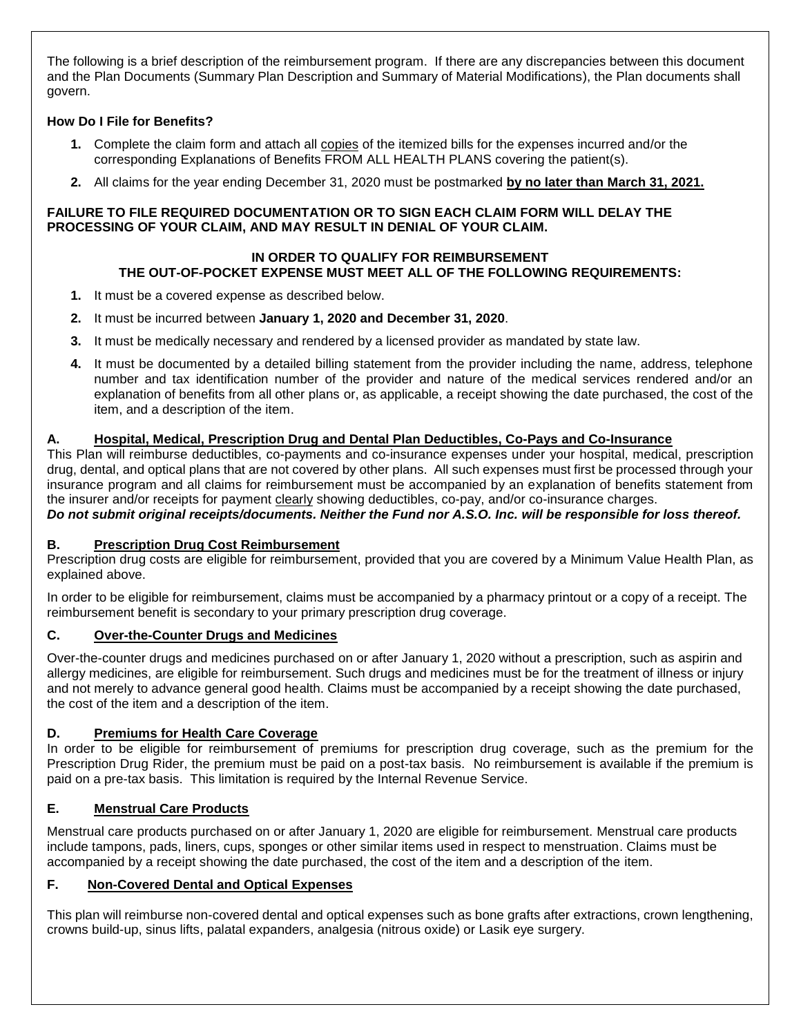The following is a brief description of the reimbursement program. If there are any discrepancies between this document and the Plan Documents (Summary Plan Description and Summary of Material Modifications), the Plan documents shall govern.

**How Do I File for Benefits?**

1. Complete the claim form and attach all copies of the itemized bills for the expenses incurred and/or the corresponding Explanations of Benefits FROM ALL HEALTH PLANS covering the patient(s).
2. All claims for the year ending December 31, 2020 must be postmarked **by no later than March 31, 2021.**

**FAILURE TO FILE REQUIRED DOCUMENTATION OR TO SIGN EACH CLAIM FORM WILL DELAY THE PROCESSING OF YOUR CLAIM, AND MAY RESULT IN DENIAL OF YOUR CLAIM.**

**IN ORDER TO QUALIFY FOR REIMBURSEMENT THE OUT-OF-POCKET EXPENSE MUST MEET ALL OF THE FOLLOWING REQUIREMENTS:**

1. It must be a covered expense as described below.
2. It must be incurred between **January 1, 2020 and December 31, 2020**.
3. It must be medically necessary and rendered by a licensed provider as mandated by state law.
4. It must be documented by a detailed billing statement from the provider including the name, address, telephone number and tax identification number of the provider and nature of the medical services rendered and/or an explanation of benefits from all other plans or, as applicable, a receipt showing the date purchased, the cost of the item, and a description of the item.

**A. Hospital, Medical, Prescription Drug and Dental Plan Deductibles, Co-Pays and Co-Insurance**

This Plan will reimburse deductibles, co-payments and co-insurance expenses under your hospital, medical, prescription drug, dental, and optical plans that are not covered by other plans. All such expenses must first be processed through your insurance program and all claims for reimbursement must be accompanied by an explanation of benefits statement from the insurer and/or receipts for payment clearly showing deductibles, co-pay, and/or co-insurance charges.

***Do not submit original receipts/documents. Neither the Fund nor A.S.O. Inc. will be responsible for loss thereof.***

**B. Prescription Drug Cost Reimbursement**

Prescription drug costs are eligible for reimbursement, provided that you are covered by a Minimum Value Health Plan, as explained above.

In order to be eligible for reimbursement, claims must be accompanied by a pharmacy printout or a copy of a receipt. The reimbursement benefit is secondary to your primary prescription drug coverage.

**C. Over-the-Counter Drugs and Medicines**

Over-the-counter drugs and medicines purchased on or after January 1, 2020 without a prescription, such as aspirin and allergy medicines, are eligible for reimbursement. Such drugs and medicines must be for the treatment of illness or injury and not merely to advance general good health. Claims must be accompanied by a receipt showing the date purchased, the cost of the item and a description of the item.

**D. Premiums for Health Care Coverage**

In order to be eligible for reimbursement of premiums for prescription drug coverage, such as the premium for the Prescription Drug Rider, the premium must be paid on a post-tax basis. No reimbursement is available if the premium is paid on a pre-tax basis. This limitation is required by the Internal Revenue Service.

**E. Menstrual Care Products**

Menstrual care products purchased on or after January 1, 2020 are eligible for reimbursement. Menstrual care products include tampons, pads, liners, cups, sponges or other similar items used in respect to menstruation. Claims must be accompanied by a receipt showing the date purchased, the cost of the item and a description of the item.

**F. Non-Covered Dental and Optical Expenses**

This plan will reimburse non-covered dental and optical expenses such as bone grafts after extractions, crown lengthening, crowns build-up, sinus lifts, palatal expanders, analgesia (nitrous oxide) or Lasik eye surgery.